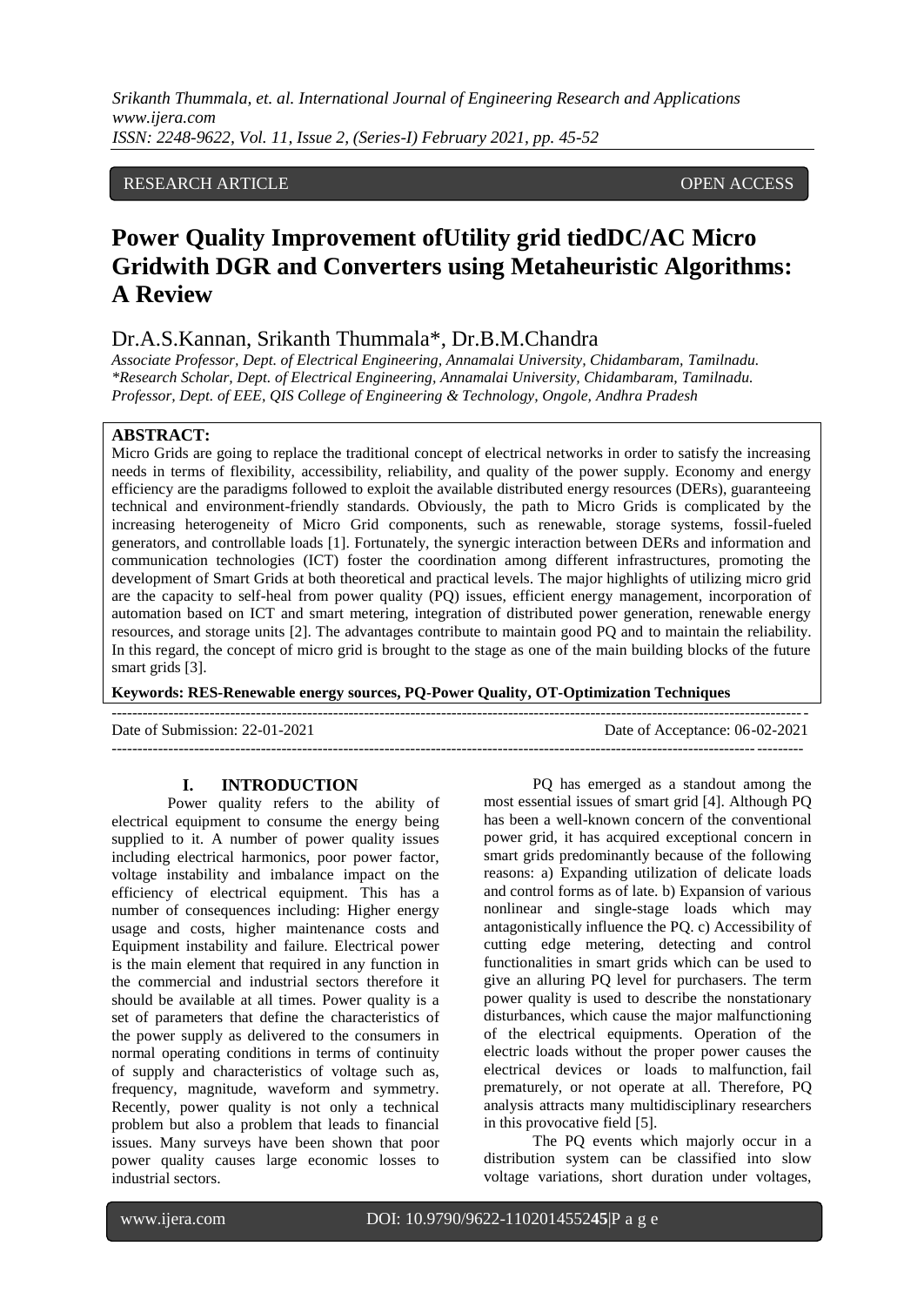RESEARCH ARTICLE OPEN ACCESS

# Power Quality Improvement ofUtility grid tiedDC/AC Micro Gridwith DGR and Converters using Metaheuristic Algorithms: A Review

Dr.A.S.Kannan, Srikanth Thummala*, Dr.B.M.Chandra

*Associate Professor, Dept. of Electrical Engineering, Annamalai University, Chidambaram, Tamilnadu.*
**Research Scholar, Dept. of Electrical Engineering, Annamalai University, Chidambaram, Tamilnadu.*
*Professor, Dept. of EEE, QIS College of Engineering & Technology, Ongole, Andhra Pradesh*

**ABSTRACT:**
Micro Grids are going to replace the traditional concept of electrical networks in order to satisfy the increasing needs in terms of flexibility, accessibility, reliability, and quality of the power supply. Economy and energy efficiency are the paradigms followed to exploit the available distributed energy resources (DERs), guaranteeing technical and environment-friendly standards. Obviously, the path to Micro Grids is complicated by the increasing heterogeneity of Micro Grid components, such as renewable, storage systems, fossil-fueled generators, and controllable loads [1]. Fortunately, the synergic interaction between DERs and information and communication technologies (ICT) foster the coordination among different infrastructures, promoting the development of Smart Grids at both theoretical and practical levels. The major highlights of utilizing micro grid are the capacity to self-heal from power quality (PQ) issues, efficient energy management, incorporation of automation based on ICT and smart metering, integration of distributed power generation, renewable energy resources, and storage units [2]. The advantages contribute to maintain good PQ and to maintain the reliability. In this regard, the concept of micro grid is brought to the stage as one of the main building blocks of the future smart grids [3].

**Keywords: RES-Renewable energy sources, PQ-Power Quality, OT-Optimization Techniques**

Date of Submission: 22-01-2021 Date of Acceptance: 06-02-2021

## I. INTRODUCTION

Power quality refers to the ability of electrical equipment to consume the energy being supplied to it. A number of power quality issues including electrical harmonics, poor power factor, voltage instability and imbalance impact on the efficiency of electrical equipment. This has a number of consequences including: Higher energy usage and costs, higher maintenance costs and Equipment instability and failure. Electrical power is the main element that required in any function in the commercial and industrial sectors therefore it should be available at all times. Power quality is a set of parameters that define the characteristics of the power supply as delivered to the consumers in normal operating conditions in terms of continuity of supply and characteristics of voltage such as, frequency, magnitude, waveform and symmetry. Recently, power quality is not only a technical problem but also a problem that leads to financial issues. Many surveys have been shown that poor power quality causes large economic losses to industrial sectors.

PQ has emerged as a standout among the most essential issues of smart grid [4]. Although PQ has been a well-known concern of the conventional power grid, it has acquired exceptional concern in smart grids predominantly because of the following reasons: a) Expanding utilization of delicate loads and control forms as of late. b) Expansion of various nonlinear and single-stage loads which may antagonistically influence the PQ. c) Accessibility of cutting edge metering, detecting and control functionalities in smart grids which can be used to give an alluring PQ level for purchasers. The term power quality is used to describe the nonstationary disturbances, which cause the major malfunctioning of the electrical equipments. Operation of the electric loads without the proper power causes the electrical devices or loads to malfunction, fail prematurely, or not operate at all. Therefore, PQ analysis attracts many multidisciplinary researchers in this provocative field [5].

The PQ events which majorly occur in a distribution system can be classified into slow voltage variations, short duration under voltages,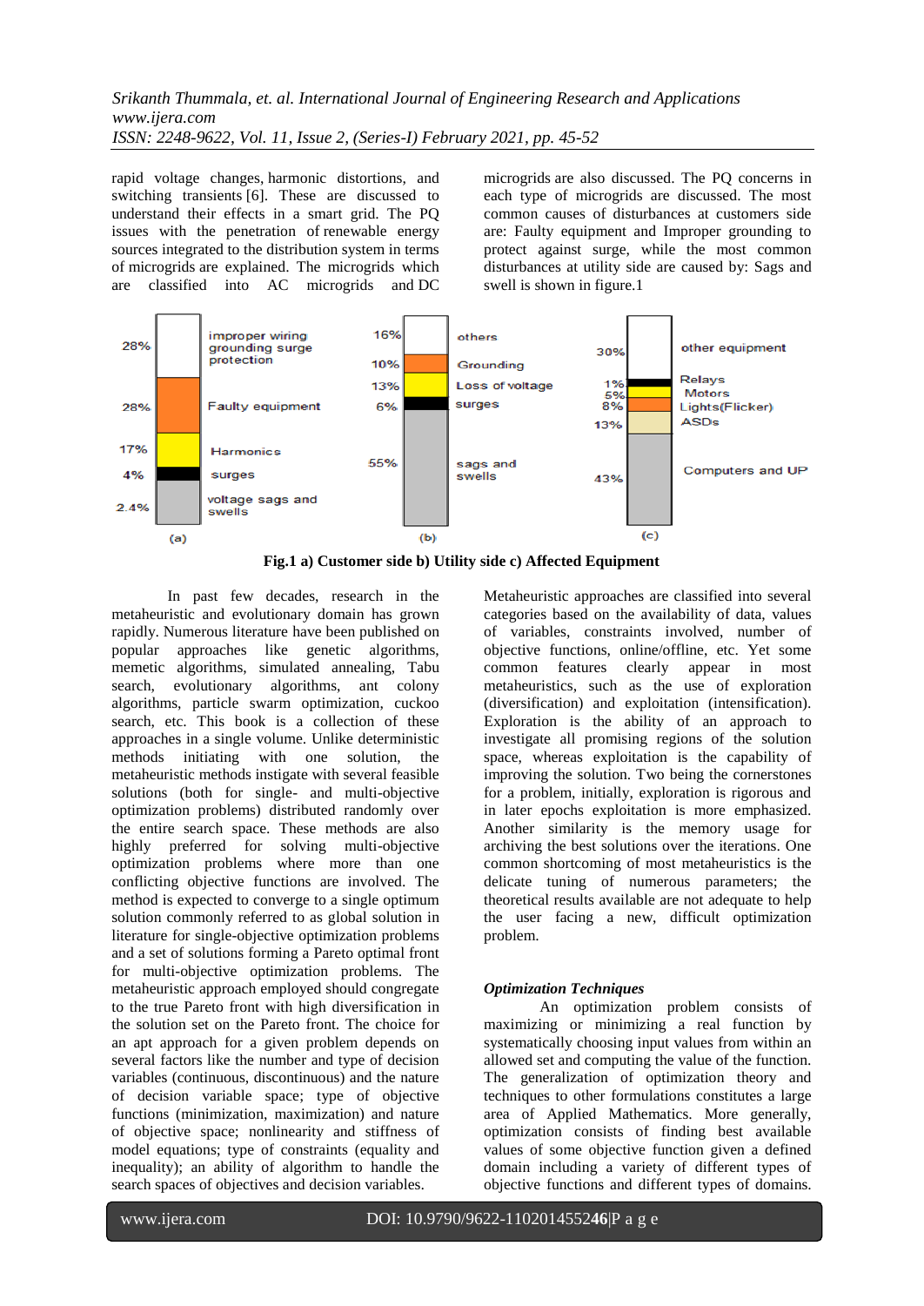rapid voltage changes, harmonic distortions, and switching transients [6]. These are discussed to understand their effects in a smart grid. The PQ issues with the penetration of renewable energy sources integrated to the distribution system in terms of microgrids are explained. The microgrids which are classified into AC microgrids and DC microgrids are also discussed. The PQ concerns in each type of microgrids are discussed. The most common causes of disturbances at customers side are: Faulty equipment and Improper grounding to protect against surge, while the most common disturbances at utility side are caused by: Sags and swell is shown in figure.1

28% improper wiring grounding surge protection
28% Faulty equipment
17% Harmonics
4% surges
2.4% voltage sags and swells
(a)

16% others
10% Grounding
13% Loss of voltage
6% surges
55% sags and swells
(b)

30% other equipment
1% Relays
5% Motors
8% Lights(Flicker)
13% ASDs
43% Computers and UP
(c)

**Fig.1 a) Customer side b) Utility side c) Affected Equipment**

In past few decades, research in the metaheuristic and evolutionary domain has grown rapidly. Numerous literature have been published on popular approaches like genetic algorithms, memetic algorithms, simulated annealing, Tabu search, evolutionary algorithms, ant colony algorithms, particle swarm optimization, cuckoo search, etc. This book is a collection of these approaches in a single volume. Unlike deterministic methods initiating with one solution, the metaheuristic methods instigate with several feasible solutions (both for single- and multi-objective optimization problems) distributed randomly over the entire search space. These methods are also highly preferred for solving multi-objective optimization problems where more than one conflicting objective functions are involved. The method is expected to converge to a single optimum solution commonly referred to as global solution in literature for single-objective optimization problems and a set of solutions forming a Pareto optimal front for multi-objective optimization problems. The metaheuristic approach employed should congregate to the true Pareto front with high diversification in the solution set on the Pareto front. The choice for an apt approach for a given problem depends on several factors like the number and type of decision variables (continuous, discontinuous) and the nature of decision variable space; type of objective functions (minimization, maximization) and nature of objective space; nonlinearity and stiffness of model equations; type of constraints (equality and inequality); an ability of algorithm to handle the search spaces of objectives and decision variables.

Metaheuristic approaches are classified into several categories based on the availability of data, values of variables, constraints involved, number of objective functions, online/offline, etc. Yet some common features clearly appear in most metaheuristics, such as the use of exploration (diversification) and exploitation (intensification). Exploration is the ability of an approach to investigate all promising regions of the solution space, whereas exploitation is the capability of improving the solution. Two being the cornerstones for a problem, initially, exploration is rigorous and in later epochs exploitation is more emphasized. Another similarity is the memory usage for archiving the best solutions over the iterations. One common shortcoming of most metaheuristics is the delicate tuning of numerous parameters; the theoretical results available are not adequate to help the user facing a new, difficult optimization problem.

### *Optimization Techniques*

An optimization problem consists of maximizing or minimizing a real function by systematically choosing input values from within an allowed set and computing the value of the function. The generalization of optimization theory and techniques to other formulations constitutes a large area of Applied Mathematics. More generally, optimization consists of finding best available values of some objective function given a defined domain including a variety of different types of objective functions and different types of domains.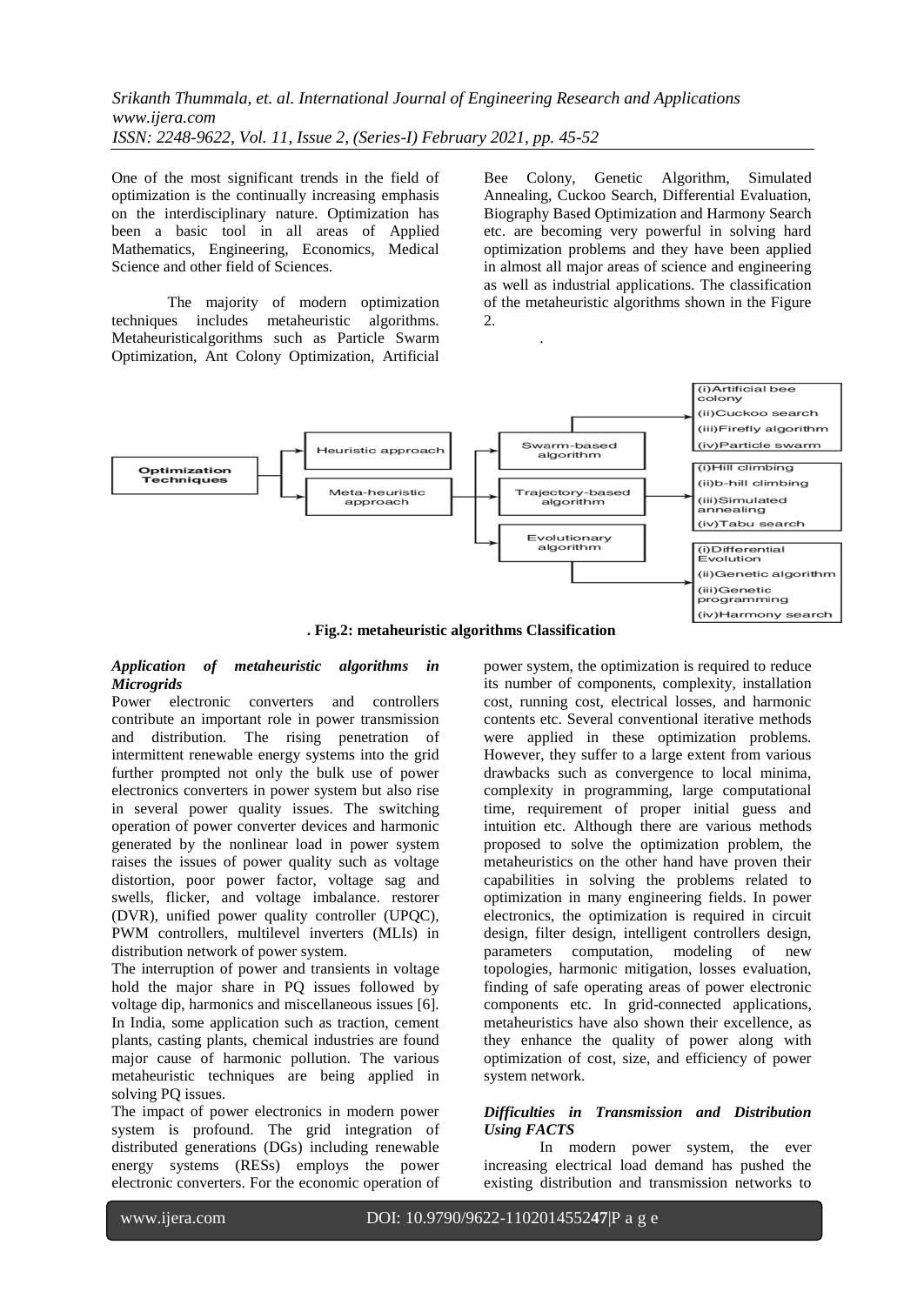One of the most significant trends in the field of optimization is the continually increasing emphasis on the interdisciplinary nature. Optimization has been a basic tool in all areas of Applied Mathematics, Engineering, Economics, Medical Science and other field of Sciences.

The majority of modern optimization techniques includes metaheuristic algorithms. Metaheuristicalgorithms such as Particle Swarm Optimization, Ant Colony Optimization, Artificial Bee Colony, Genetic Algorithm, Simulated Annealing, Cuckoo Search, Differential Evaluation, Biography Based Optimization and Harmony Search etc. are becoming very powerful in solving hard optimization problems and they have been applied in almost all major areas of science and engineering as well as industrial applications. The classification of the metaheuristic algorithms shown in the Figure 2.

**. Fig.2: metaheuristic algorithms Classification**

***Application of metaheuristic algorithms in Microgrids***

Power electronic converters and controllers contribute an important role in power transmission and distribution. The rising penetration of intermittent renewable energy systems into the grid further prompted not only the bulk use of power electronics converters in power system but also rise in several power quality issues. The switching operation of power converter devices and harmonic generated by the nonlinear load in power system raises the issues of power quality such as voltage distortion, poor power factor, voltage sag and swells, flicker, and voltage imbalance. restorer (DVR), unified power quality controller (UPQC), PWM controllers, multilevel inverters (MLIs) in distribution network of power system.

The interruption of power and transients in voltage hold the major share in PQ issues followed by voltage dip, harmonics and miscellaneous issues [6]. In India, some application such as traction, cement plants, casting plants, chemical industries are found major cause of harmonic pollution. The various metaheuristic techniques are being applied in solving PQ issues.

The impact of power electronics in modern power system is profound. The grid integration of distributed generations (DGs) including renewable energy systems (RESs) employs the power electronic converters. For the economic operation of power system, the optimization is required to reduce its number of components, complexity, installation cost, running cost, electrical losses, and harmonic contents etc. Several conventional iterative methods were applied in these optimization problems. However, they suffer to a large extent from various drawbacks such as convergence to local minima, complexity in programming, large computational time, requirement of proper initial guess and intuition etc. Although there are various methods proposed to solve the optimization problem, the metaheuristics on the other hand have proven their capabilities in solving the problems related to optimization in many engineering fields. In power electronics, the optimization is required in circuit design, filter design, intelligent controllers design, parameters computation, modeling of new topologies, harmonic mitigation, losses evaluation, finding of safe operating areas of power electronic components etc. In grid-connected applications, metaheuristics have also shown their excellence, as they enhance the quality of power along with optimization of cost, size, and efficiency of power system network.

***Difficulties in Transmission and Distribution Using FACTS***

In modern power system, the ever increasing electrical load demand has pushed the existing distribution and transmission networks to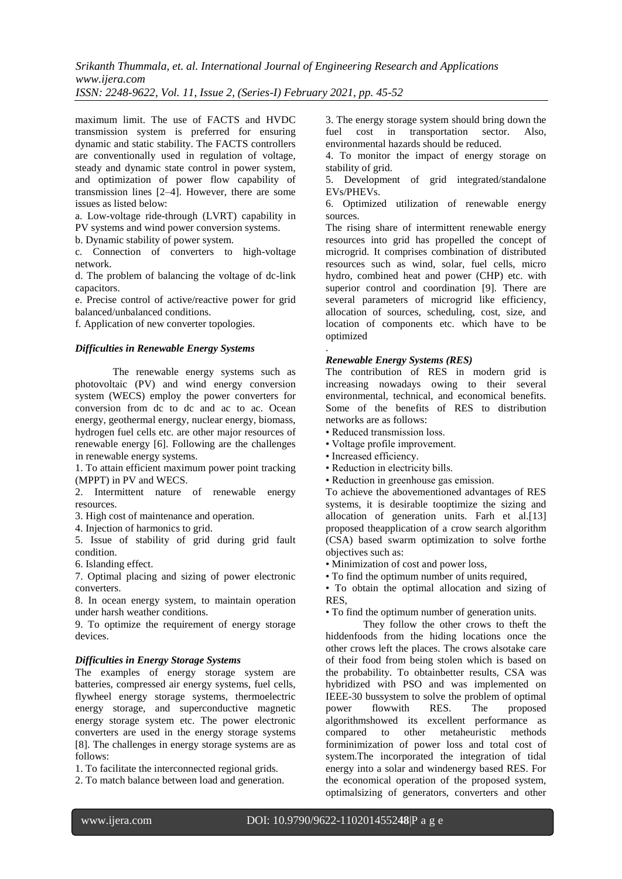maximum limit. The use of FACTS and HVDC transmission system is preferred for ensuring dynamic and static stability. The FACTS controllers are conventionally used in regulation of voltage, steady and dynamic state control in power system, and optimization of power flow capability of transmission lines [2–4]. However, there are some issues as listed below:

a. Low-voltage ride-through (LVRT) capability in PV systems and wind power conversion systems.

b. Dynamic stability of power system.

c. Connection of converters to high-voltage network.

d. The problem of balancing the voltage of dc-link capacitors.

e. Precise control of active/reactive power for grid balanced/unbalanced conditions.

f. Application of new converter topologies.

### *Difficulties in Renewable Energy Systems*

The renewable energy systems such as photovoltaic (PV) and wind energy conversion system (WECS) employ the power converters for conversion from dc to dc and ac to ac. Ocean energy, geothermal energy, nuclear energy, biomass, hydrogen fuel cells etc. are other major resources of renewable energy [6]. Following are the challenges in renewable energy systems.

1. To attain efficient maximum power point tracking (MPPT) in PV and WECS.
2. Intermittent nature of renewable energy resources.
3. High cost of maintenance and operation.
4. Injection of harmonics to grid.
5. Issue of stability of grid during grid fault condition.
6. Islanding effect.
7. Optimal placing and sizing of power electronic converters.
8. In ocean energy system, to maintain operation under harsh weather conditions.
9. To optimize the requirement of energy storage devices.

### *Difficulties in Energy Storage Systems*

The examples of energy storage system are batteries, compressed air energy systems, fuel cells, flywheel energy storage systems, thermoelectric energy storage, and superconductive magnetic energy storage system etc. The power electronic converters are used in the energy storage systems [8]. The challenges in energy storage systems are as follows:

1. To facilitate the interconnected regional grids.
2. To match balance between load and generation.
3. The energy storage system should bring down the fuel cost in transportation sector. Also, environmental hazards should be reduced.
4. To monitor the impact of energy storage on stability of grid.
5. Development of grid integrated/standalone EVs/PHEVs.
6. Optimized utilization of renewable energy sources.

The rising share of intermittent renewable energy resources into grid has propelled the concept of microgrid. It comprises combination of distributed resources such as wind, solar, fuel cells, micro hydro, combined heat and power (CHP) etc. with superior control and coordination [9]. There are several parameters of microgrid like efficiency, allocation of sources, scheduling, cost, size, and location of components etc. which have to be optimized

.

### *Renewable Energy Systems (RES)*

The contribution of RES in modern grid is increasing nowadays owing to their several environmental, technical, and economical benefits. Some of the benefits of RES to distribution networks are as follows:

- Reduced transmission loss.
- Voltage profile improvement.
- Increased efficiency.
- Reduction in electricity bills.
- Reduction in greenhouse gas emission.

To achieve the abovementioned advantages of RES systems, it is desirable tooptimize the sizing and allocation of generation units. Farh et al.[13] proposed theapplication of a crow search algorithm (CSA) based swarm optimization to solve forthe objectives such as:

- Minimization of cost and power loss,
- To find the optimum number of units required,
- To obtain the optimal allocation and sizing of RES,
- To find the optimum number of generation units.

They follow the other crows to theft the hiddenfoods from the hiding locations once the other crows left the places. The crows alsotake care of their food from being stolen which is based on the probability. To obtainbetter results, CSA was hybridized with PSO and was implemented on IEEE-30 bussystem to solve the problem of optimal power flowwith RES. The proposed algorithmshowed its excellent performance as compared to other metaheuristic methods forminimization of power loss and total cost of system.The incorporated the integration of tidal energy into a solar and windenergy based RES. For the economical operation of the proposed system, optimalsizing of generators, converters and other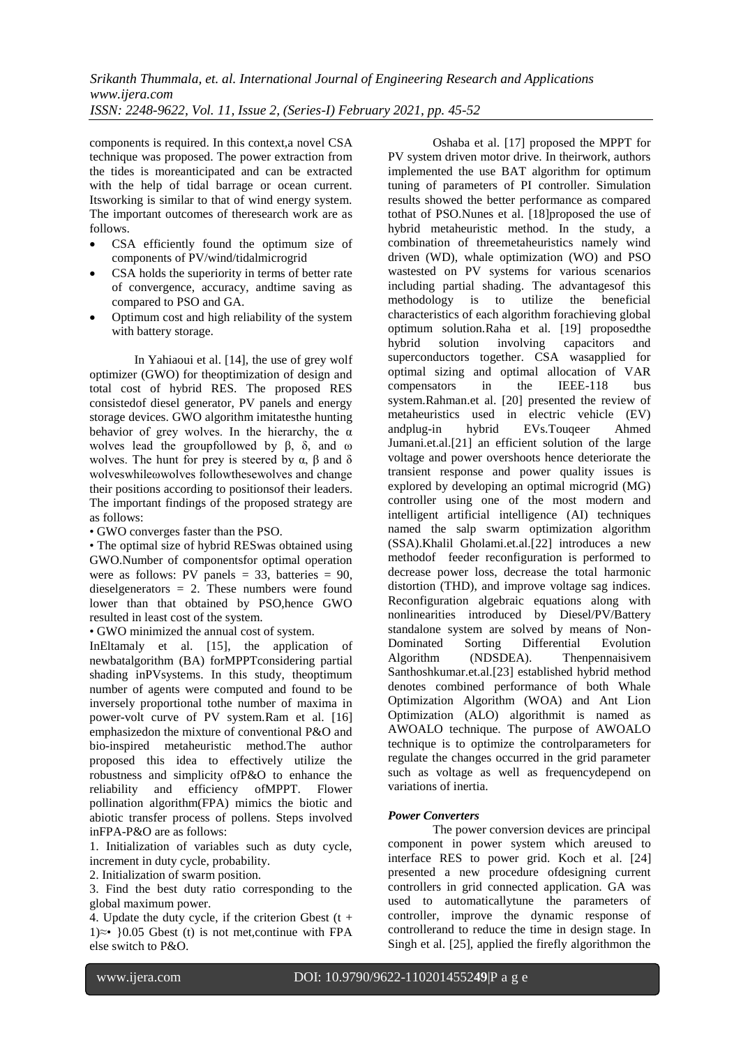components is required. In this context,a novel CSA technique was proposed. The power extraction from the tides is moreanticipated and can be extracted with the help of tidal barrage or ocean current. Itsworking is similar to that of wind energy system. The important outcomes of theresearch work are as follows.

- CSA efficiently found the optimum size of components of PV/wind/tidalmicrogrid
- CSA holds the superiority in terms of better rate of convergence, accuracy, andtime saving as compared to PSO and GA.
- Optimum cost and high reliability of the system with battery storage.

In Yahiaoui et al. [14], the use of grey wolf optimizer (GWO) for theoptimization of design and total cost of hybrid RES. The proposed RES consistedof diesel generator, PV panels and energy storage devices. GWO algorithm imitatesthe hunting behavior of grey wolves. In the hierarchy, the α wolves lead the groupfollowed by β, δ, and ω wolves. The hunt for prey is steered by α, β and δ wolveswhileωwolves followthesewolves and change their positions according to positionsof their leaders. The important findings of the proposed strategy are as follows:

• GWO converges faster than the PSO.

• The optimal size of hybrid RESwas obtained using GWO.Number of componentsfor optimal operation were as follows: PV panels = 33, batteries = 90, dieselgenerators = 2. These numbers were found lower than that obtained by PSO,hence GWO resulted in least cost of the system.

• GWO minimized the annual cost of system.

InEltamaly et al. [15], the application of newbatalgorithm (BA) forMPPTconsidering partial shading inPVsystems. In this study, theoptimum number of agents were computed and found to be inversely proportional tothe number of maxima in power-volt curve of PV system.Ram et al. [16] emphasizedon the mixture of conventional P&O and bio-inspired metaheuristic method.The author proposed this idea to effectively utilize the robustness and simplicity ofP&O to enhance the reliability and efficiency ofMPPT. Flower pollination algorithm(FPA) mimics the biotic and abiotic transfer process of pollens. Steps involved inFPA-P&O are as follows:

1. Initialization of variables such as duty cycle, increment in duty cycle, probability.
2. Initialization of swarm position.
3. Find the best duty ratio corresponding to the global maximum power.
4. Update the duty cycle, if the criterion Gbest (t + 1)≈• }0.05 Gbest (t) is not met,continue with FPA else switch to P&O.

Oshaba et al. [17] proposed the MPPT for PV system driven motor drive. In theirwork, authors implemented the use BAT algorithm for optimum tuning of parameters of PI controller. Simulation results showed the better performance as compared tothat of PSO.Nunes et al. [18]proposed the use of hybrid metaheuristic method. In the study, a combination of threemetaheuristics namely wind driven (WD), whale optimization (WO) and PSO wastested on PV systems for various scenarios including partial shading. The advantagesof this methodology is to utilize the beneficial characteristics of each algorithm forachieving global optimum solution.Raha et al. [19] proposedthe hybrid solution involving capacitors and superconductors together. CSA wasapplied for optimal sizing and optimal allocation of VAR compensators in the IEEE-118 bus system.Rahman.et al. [20] presented the review of metaheuristics used in electric vehicle (EV) andplug-in hybrid EVs.Touqeer Ahmed Jumani.et.al.[21] an efficient solution of the large voltage and power overshoots hence deteriorate the transient response and power quality issues is explored by developing an optimal microgrid (MG) controller using one of the most modern and intelligent artificial intelligence (AI) techniques named the salp swarm optimization algorithm (SSA).Khalil Gholami.et.al.[22] introduces a new methodof feeder reconfiguration is performed to decrease power loss, decrease the total harmonic distortion (THD), and improve voltage sag indices. Reconfiguration algebraic equations along with nonlinearities introduced by Diesel/PV/Battery standalone system are solved by means of Non-Dominated Sorting Differential Evolution Algorithm (NDSDEA). Thenpennaisivem Santhoshkumar.et.al.[23] established hybrid method denotes combined performance of both Whale Optimization Algorithm (WOA) and Ant Lion Optimization (ALO) algorithmit is named as AWOALO technique. The purpose of AWOALO technique is to optimize the controlparameters for regulate the changes occurred in the grid parameter such as voltage as well as frequencydepend on variations of inertia.

***Power Converters***

The power conversion devices are principal component in power system which areused to interface RES to power grid. Koch et al. [24] presented a new procedure ofdesigning current controllers in grid connected application. GA was used to automaticallytune the parameters of controller, improve the dynamic response of controllerand to reduce the time in design stage. In Singh et al. [25], applied the firefly algorithmon the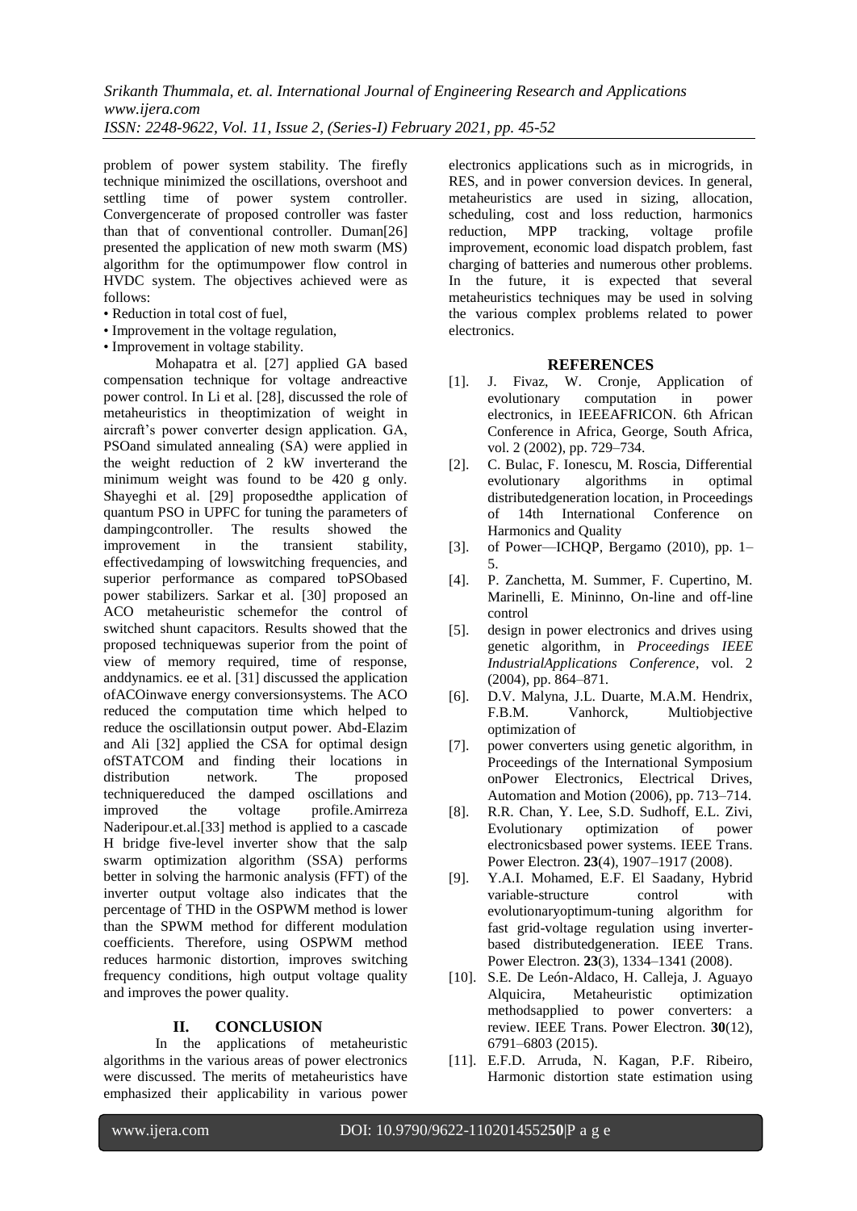problem of power system stability. The firefly technique minimized the oscillations, overshoot and settling time of power system controller. Convergencerate of proposed controller was faster than that of conventional controller. Duman[26] presented the application of new moth swarm (MS) algorithm for the optimumpower flow control in HVDC system. The objectives achieved were as follows:

- Reduction in total cost of fuel,
- Improvement in the voltage regulation,
- Improvement in voltage stability.

Mohapatra et al. [27] applied GA based compensation technique for voltage andreactive power control. In Li et al. [28], discussed the role of metaheuristics in theoptimization of weight in aircraft's power converter design application. GA, PSOand simulated annealing (SA) were applied in the weight reduction of 2 kW inverterand the minimum weight was found to be 420 g only. Shayeghi et al. [29] proposedthe application of quantum PSO in UPFC for tuning the parameters of dampingcontroller. The results showed the improvement in the transient stability, effectivedamping of lowswitching frequencies, and superior performance as compared toPSObased power stabilizers. Sarkar et al. [30] proposed an ACO metaheuristic schemefor the control of switched shunt capacitors. Results showed that the proposed techniquewas superior from the point of view of memory required, time of response, anddynamics. ee et al. [31] discussed the application ofACOinwave energy conversionsystems. The ACO reduced the computation time which helped to reduce the oscillationsin output power. Abd-Elazim and Ali [32] applied the CSA for optimal design ofSTATCOM and finding their locations in distribution network. The proposed techniquereduced the damped oscillations and improved the voltage profile.Amirreza Naderipour.et.al.[33] method is applied to a cascade H bridge five-level inverter show that the salp swarm optimization algorithm (SSA) performs better in solving the harmonic analysis (FFT) of the inverter output voltage also indicates that the percentage of THD in the OSPWM method is lower than the SPWM method for different modulation coefficients. Therefore, using OSPWM method reduces harmonic distortion, improves switching frequency conditions, high output voltage quality and improves the power quality.

## II. CONCLUSION

In the applications of metaheuristic algorithms in the various areas of power electronics were discussed. The merits of metaheuristics have emphasized their applicability in various power electronics applications such as in microgrids, in RES, and in power conversion devices. In general, metaheuristics are used in sizing, allocation, scheduling, cost and loss reduction, harmonics reduction, MPP tracking, voltage profile improvement, economic load dispatch problem, fast charging of batteries and numerous other problems. In the future, it is expected that several metaheuristics techniques may be used in solving the various complex problems related to power electronics.

## REFERENCES

[1]. J. Fivaz, W. Cronje, Application of evolutionary computation in power electronics, in IEEEAFRICON. 6th African Conference in Africa, George, South Africa, vol. 2 (2002), pp. 729–734.

[2]. C. Bulac, F. Ionescu, M. Roscia, Differential evolutionary algorithms in optimal distributedgeneration location, in Proceedings of 14th International Conference on Harmonics and Quality

[3]. of Power—ICHQP, Bergamo (2010), pp. 1–5.

[4]. P. Zanchetta, M. Summer, F. Cupertino, M. Marinelli, E. Mininno, On-line and off-line control

[5]. design in power electronics and drives using genetic algorithm, in *Proceedings IEEE IndustrialApplications Conference*, vol. 2 (2004), pp. 864–871.

[6]. D.V. Malyna, J.L. Duarte, M.A.M. Hendrix, F.B.M. Vanhorck, Multiobjective optimization of

[7]. power converters using genetic algorithm, in Proceedings of the International Symposium onPower Electronics, Electrical Drives, Automation and Motion (2006), pp. 713–714.

[8]. R.R. Chan, Y. Lee, S.D. Sudhoff, E.L. Zivi, Evolutionary optimization of power electronicsbased power systems. IEEE Trans. Power Electron. **23**(4), 1907–1917 (2008).

[9]. Y.A.I. Mohamed, E.F. El Saadany, Hybrid variable-structure control with evolutionaryoptimum-tuning algorithm for fast grid-voltage regulation using inverter-based distributedgeneration. IEEE Trans. Power Electron. **23**(3), 1334–1341 (2008).

[10]. S.E. De León-Aldaco, H. Calleja, J. Aguayo Alquicira, Metaheuristic optimization methodsapplied to power converters: a review. IEEE Trans. Power Electron. **30**(12), 6791–6803 (2015).

[11]. E.F.D. Arruda, N. Kagan, P.F. Ribeiro, Harmonic distortion state estimation using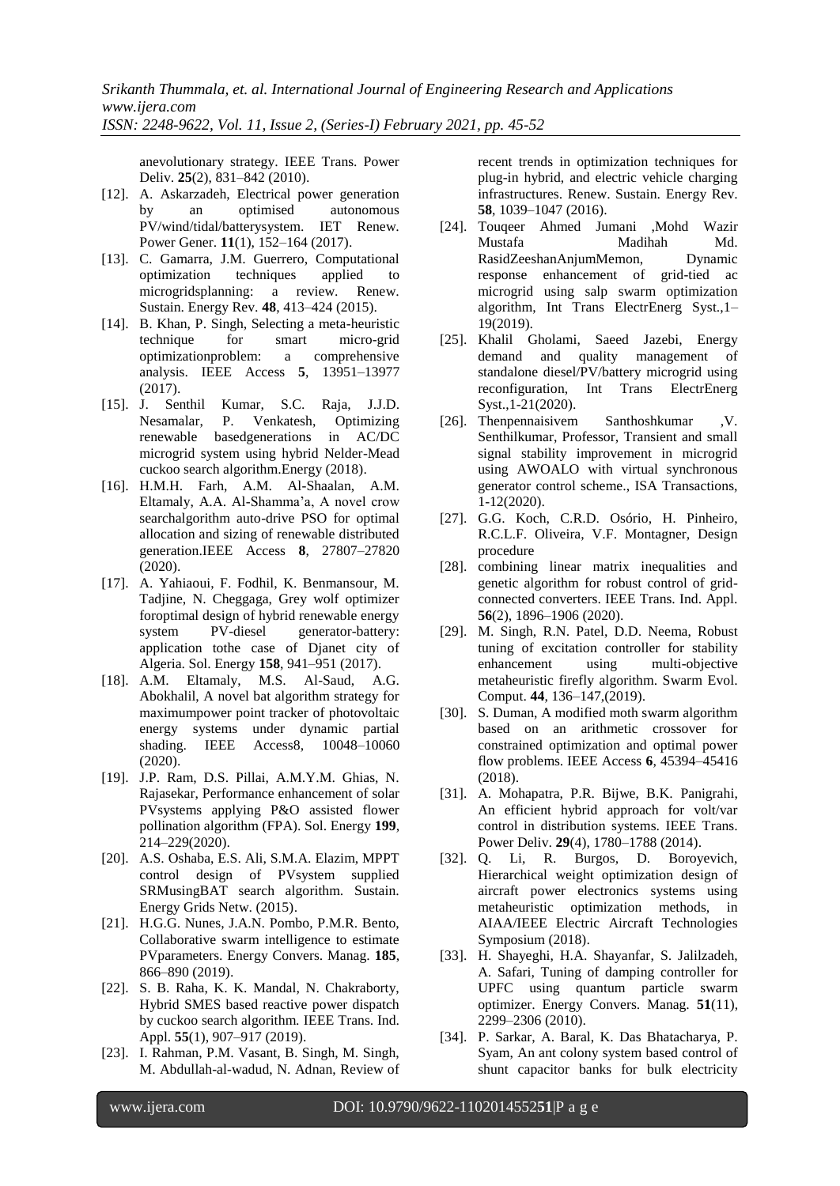anevolutionary strategy. IEEE Trans. Power Deliv. **25**(2), 831–842 (2010).

[12]. A. Askarzadeh, Electrical power generation by an optimised autonomous PV/wind/tidal/batterysystem. IET Renew. Power Gener. **11**(1), 152–164 (2017).

[13]. C. Gamarra, J.M. Guerrero, Computational optimization techniques applied to microgridsplanning: a review. Renew. Sustain. Energy Rev. **48**, 413–424 (2015).

[14]. B. Khan, P. Singh, Selecting a meta-heuristic technique for smart micro-grid optimizationproblem: a comprehensive analysis. IEEE Access **5**, 13951–13977 (2017).

[15]. J. Senthil Kumar, S.C. Raja, J.J.D. Nesamalar, P. Venkatesh, Optimizing renewable basedgenerations in AC/DC microgrid system using hybrid Nelder-Mead cuckoo search algorithm.Energy (2018).

[16]. H.M.H. Farh, A.M. Al-Shaalan, A.M. Eltamaly, A.A. Al-Shamma'a, A novel crow searchalgorithm auto-drive PSO for optimal allocation and sizing of renewable distributed generation.IEEE Access **8**, 27807–27820 (2020).

[17]. A. Yahiaoui, F. Fodhil, K. Benmansour, M. Tadjine, N. Cheggaga, Grey wolf optimizer foroptimal design of hybrid renewable energy system PV-diesel generator-battery: application tothe case of Djanet city of Algeria. Sol. Energy **158**, 941–951 (2017).

[18]. A.M. Eltamaly, M.S. Al-Saud, A.G. Abokhalil, A novel bat algorithm strategy for maximumpower point tracker of photovoltaic energy systems under dynamic partial shading. IEEE Access8, 10048–10060 (2020).

[19]. J.P. Ram, D.S. Pillai, A.M.Y.M. Ghias, N. Rajasekar, Performance enhancement of solar PVsystems applying P&O assisted flower pollination algorithm (FPA). Sol. Energy **199**, 214–229(2020).

[20]. A.S. Oshaba, E.S. Ali, S.M.A. Elazim, MPPT control design of PVsystem supplied SRMusingBAT search algorithm. Sustain. Energy Grids Netw. (2015).

[21]. H.G.G. Nunes, J.A.N. Pombo, P.M.R. Bento, Collaborative swarm intelligence to estimate PVparameters. Energy Convers. Manag. **185**, 866–890 (2019).

[22]. S. B. Raha, K. K. Mandal, N. Chakraborty, Hybrid SMES based reactive power dispatch by cuckoo search algorithm. IEEE Trans. Ind. Appl. **55**(1), 907–917 (2019).

[23]. I. Rahman, P.M. Vasant, B. Singh, M. Singh, M. Abdullah-al-wadud, N. Adnan, Review of recent trends in optimization techniques for plug-in hybrid, and electric vehicle charging infrastructures. Renew. Sustain. Energy Rev. **58**, 1039–1047 (2016).

[24]. Touqeer Ahmed Jumani ,Mohd Wazir Mustafa Madihah Md. RasidZeeshanAnjumMemon, Dynamic response enhancement of grid-tied ac microgrid using salp swarm optimization algorithm, Int Trans ElectrEnerg Syst.,1–19(2019).

[25]. Khalil Gholami, Saeed Jazebi, Energy demand and quality management of standalone diesel/PV/battery microgrid using reconfiguration, Int Trans ElectrEnerg Syst.,1-21(2020).

[26]. Thenpennaisivem Santhoshkumar ,V. Senthilkumar, Professor, Transient and small signal stability improvement in microgrid using AWOALO with virtual synchronous generator control scheme., ISA Transactions, 1-12(2020).

[27]. G.G. Koch, C.R.D. Osório, H. Pinheiro, R.C.L.F. Oliveira, V.F. Montagner, Design procedure

[28]. combining linear matrix inequalities and genetic algorithm for robust control of grid-connected converters. IEEE Trans. Ind. Appl. **56**(2), 1896–1906 (2020).

[29]. M. Singh, R.N. Patel, D.D. Neema, Robust tuning of excitation controller for stability enhancement using multi-objective metaheuristic firefly algorithm. Swarm Evol. Comput. **44**, 136–147,(2019).

[30]. S. Duman, A modified moth swarm algorithm based on an arithmetic crossover for constrained optimization and optimal power flow problems. IEEE Access **6**, 45394–45416 (2018).

[31]. A. Mohapatra, P.R. Bijwe, B.K. Panigrahi, An efficient hybrid approach for volt/var control in distribution systems. IEEE Trans. Power Deliv. **29**(4), 1780–1788 (2014).

[32]. Q. Li, R. Burgos, D. Boroyevich, Hierarchical weight optimization design of aircraft power electronics systems using metaheuristic optimization methods, in AIAA/IEEE Electric Aircraft Technologies Symposium (2018).

[33]. H. Shayeghi, H.A. Shayanfar, S. Jalilzadeh, A. Safari, Tuning of damping controller for UPFC using quantum particle swarm optimizer. Energy Convers. Manag. **51**(11), 2299–2306 (2010).

[34]. P. Sarkar, A. Baral, K. Das Bhatacharya, P. Syam, An ant colony system based control of shunt capacitor banks for bulk electricity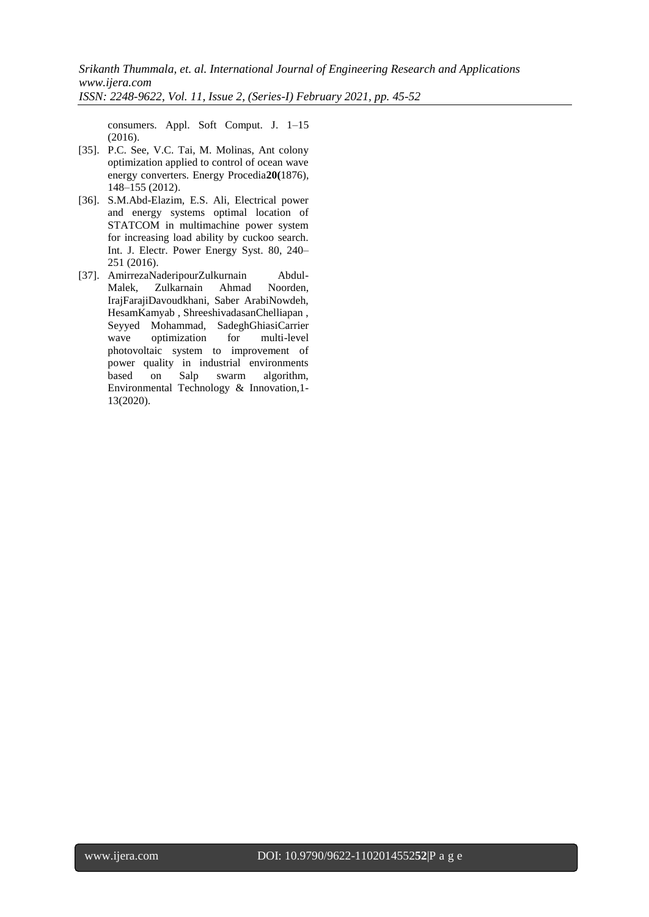consumers. Appl. Soft Comput. J. 1–15 (2016).

[35]. P.C. See, V.C. Tai, M. Molinas, Ant colony optimization applied to control of ocean wave energy converters. Energy Procedia**20(**1876), 148–155 (2012).

[36]. S.M.Abd-Elazim, E.S. Ali, Electrical power and energy systems optimal location of STATCOM in multimachine power system for increasing load ability by cuckoo search. Int. J. Electr. Power Energy Syst. 80, 240–251 (2016).

[37]. AmirrezaNaderipourZulkurnain Abdul-Malek, Zulkarnain Ahmad Noorden, IrajFarajiDavoudkhani, Saber ArabiNowdeh, HesamKamyab , ShreeshivadasanChelliapan , Seyyed Mohammad, SadeghGhiasiCarrier wave optimization for multi-level photovoltaic system to improvement of power quality in industrial environments based on Salp swarm algorithm, Environmental Technology & Innovation,1-13(2020).